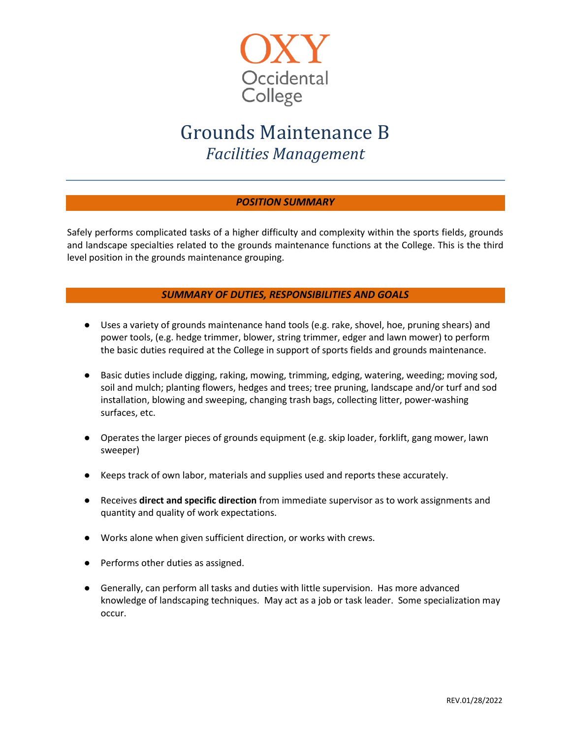OXY
Occidental College

# Grounds Maintenance B
## *Facilities Management*

---

### ***POSITION SUMMARY***

Safely performs complicated tasks of a higher difficulty and complexity within the sports fields, grounds and landscape specialties related to the grounds maintenance functions at the College. This is the third level position in the grounds maintenance grouping.

### ***SUMMARY OF DUTIES, RESPONSIBILITIES AND GOALS***

- Uses a variety of grounds maintenance hand tools (e.g. rake, shovel, hoe, pruning shears) and power tools, (e.g. hedge trimmer, blower, string trimmer, edger and lawn mower) to perform the basic duties required at the College in support of sports fields and grounds maintenance.
- Basic duties include digging, raking, mowing, trimming, edging, watering, weeding; moving sod, soil and mulch; planting flowers, hedges and trees; tree pruning, landscape and/or turf and sod installation, blowing and sweeping, changing trash bags, collecting litter, power-washing surfaces, etc.
- Operates the larger pieces of grounds equipment (e.g. skip loader, forklift, gang mower, lawn sweeper)
- Keeps track of own labor, materials and supplies used and reports these accurately.
- Receives **direct and specific direction** from immediate supervisor as to work assignments and quantity and quality of work expectations.
- Works alone when given sufficient direction, or works with crews.
- Performs other duties as assigned.
- Generally, can perform all tasks and duties with little supervision. Has more advanced knowledge of landscaping techniques. May act as a job or task leader. Some specialization may occur.

REV.01/28/2022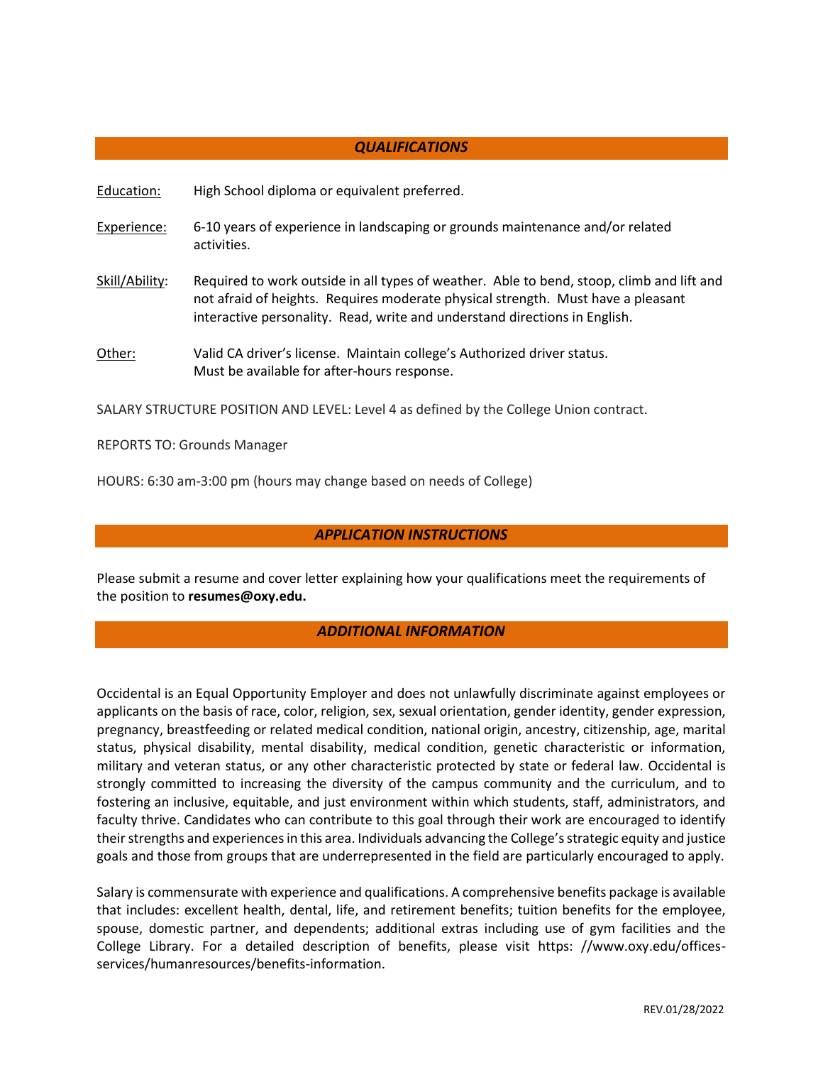## *QUALIFICATIONS*

Education: High School diploma or equivalent preferred.

Experience: 6-10 years of experience in landscaping or grounds maintenance and/or related activities.

Skill/Ability: Required to work outside in all types of weather. Able to bend, stoop, climb and lift and not afraid of heights. Requires moderate physical strength. Must have a pleasant interactive personality. Read, write and understand directions in English.

Other: Valid CA driver's license. Maintain college's Authorized driver status. Must be available for after-hours response.

SALARY STRUCTURE POSITION AND LEVEL: Level 4 as defined by the College Union contract.

REPORTS TO: Grounds Manager

HOURS: 6:30 am-3:00 pm (hours may change based on needs of College)

## *APPLICATION INSTRUCTIONS*

Please submit a resume and cover letter explaining how your qualifications meet the requirements of the position to **resumes@oxy.edu.**

## *ADDITIONAL INFORMATION*

Occidental is an Equal Opportunity Employer and does not unlawfully discriminate against employees or applicants on the basis of race, color, religion, sex, sexual orientation, gender identity, gender expression, pregnancy, breastfeeding or related medical condition, national origin, ancestry, citizenship, age, marital status, physical disability, mental disability, medical condition, genetic characteristic or information, military and veteran status, or any other characteristic protected by state or federal law. Occidental is strongly committed to increasing the diversity of the campus community and the curriculum, and to fostering an inclusive, equitable, and just environment within which students, staff, administrators, and faculty thrive. Candidates who can contribute to this goal through their work are encouraged to identify their strengths and experiences in this area. Individuals advancing the College's strategic equity and justice goals and those from groups that are underrepresented in the field are particularly encouraged to apply.

Salary is commensurate with experience and qualifications. A comprehensive benefits package is available that includes: excellent health, dental, life, and retirement benefits; tuition benefits for the employee, spouse, domestic partner, and dependents; additional extras including use of gym facilities and the College Library. For a detailed description of benefits, please visit https: //www.oxy.edu/offices-services/humanresources/benefits-information.

REV.01/28/2022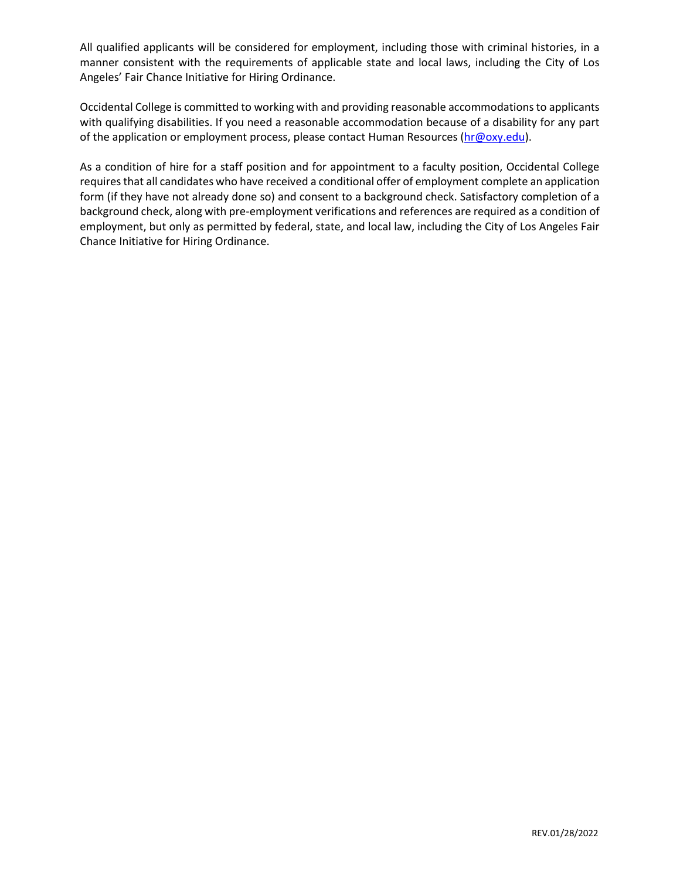All qualified applicants will be considered for employment, including those with criminal histories, in a manner consistent with the requirements of applicable state and local laws, including the City of Los Angeles' Fair Chance Initiative for Hiring Ordinance.

Occidental College is committed to working with and providing reasonable accommodations to applicants with qualifying disabilities. If you need a reasonable accommodation because of a disability for any part of the application or employment process, please contact Human Resources (hr@oxy.edu).

As a condition of hire for a staff position and for appointment to a faculty position, Occidental College requires that all candidates who have received a conditional offer of employment complete an application form (if they have not already done so) and consent to a background check. Satisfactory completion of a background check, along with pre-employment verifications and references are required as a condition of employment, but only as permitted by federal, state, and local law, including the City of Los Angeles Fair Chance Initiative for Hiring Ordinance.

REV.01/28/2022